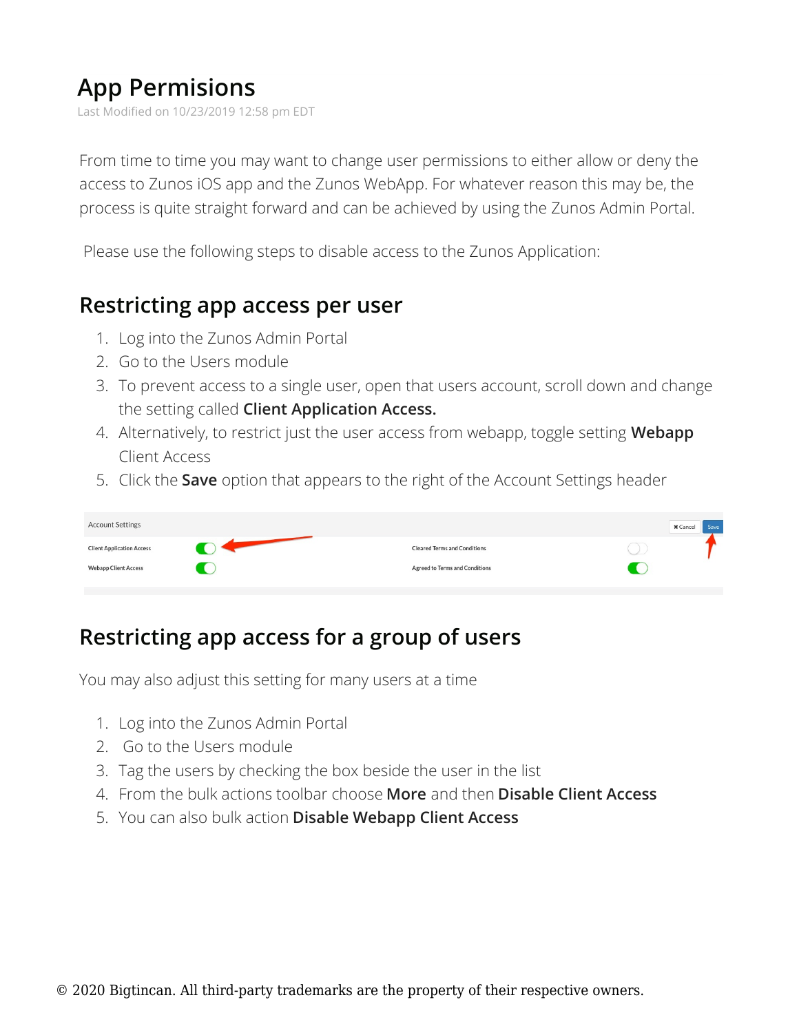# App Permisions

Last Modified on 10/23/2019 12:58 pm EDT

From time to time you may want to change user permissions to either allow or deny the access to Zunos iOS app and the Zunos WebApp. For whatever reason this may be, the process is quite straight forward and can be achieved by using the Zunos Admin Portal.

Please use the following steps to disable access to the Zunos Application:

## Restricting app access per user

1. Log into the Zunos Admin Portal
2. Go to the Users module
3. To prevent access to a single user, open that users account, scroll down and change the setting called **Client Application Access.**
4. Alternatively, to restrict just the user access from webapp, toggle setting **Webapp** Client Access
5. Click the **Save** option that appears to the right of the Account Settings header

## Restricting app access for a group of users

You may also adjust this setting for many users at a time

1. Log into the Zunos Admin Portal
2. Go to the Users module
3. Tag the users by checking the box beside the user in the list
4. From the bulk actions toolbar choose **More** and then **Disable Client Access**
5. You can also bulk action **Disable Webapp Client Access**

© 2020 Bigtincan. All third-party trademarks are the property of their respective owners.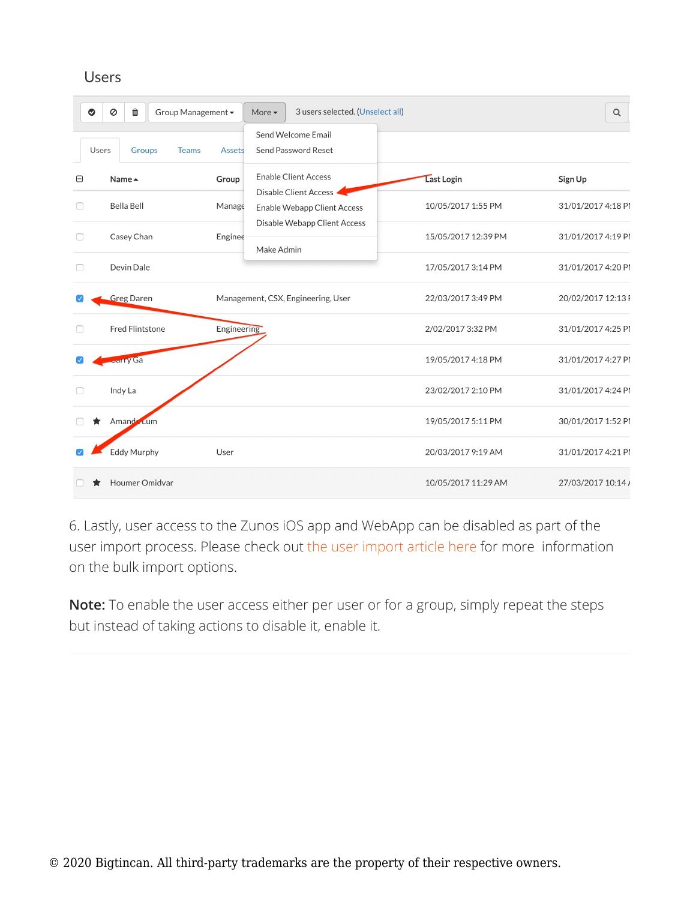6. Lastly, user access to the Zunos iOS app and WebApp can be disabled as part of the user import process. Please check out the user import article here for more information on the bulk import options.

**Note:** To enable the user access either per user or for a group, simply repeat the steps but instead of taking actions to disable it, enable it.

© 2020 Bigtincan. All third-party trademarks are the property of their respective owners.